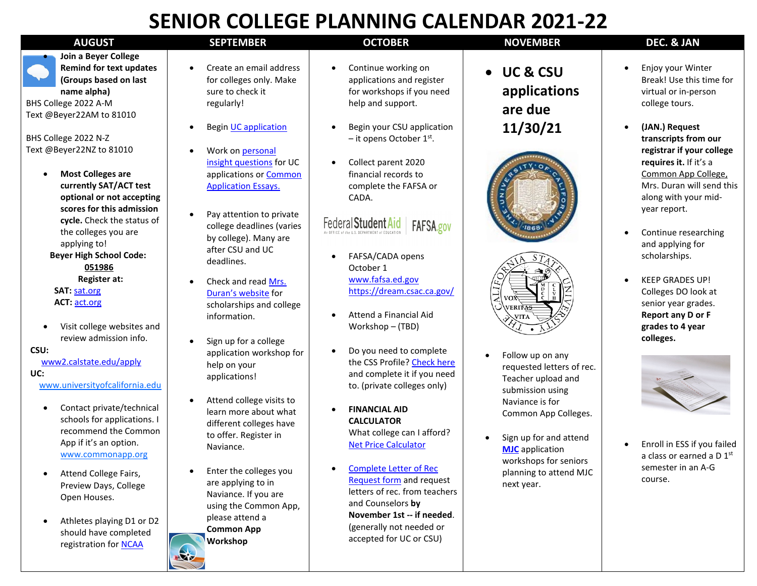# SENIOR COLLEGE PLANNING CALENDAR 2021-22

## AUGUST

- **Join a Beyer College Remind for text updates (Groups based on last name alpha)**

BHS College 2022 A-M
Text @Beyer22AM to 81010

BHS College 2022 N-Z
Text @Beyer22NZ to 81010

- **Most Colleges are currently SAT/ACT test optional or not accepting scores for this admission cycle.** Check the status of the colleges you are applying to!

**Beyer High School Code: 051986**

**Register at:**

**SAT:** sat.org
**ACT:** act.org

- Visit college websites and review admission info.

**CSU:**
www2.calstate.edu/apply

**UC:**
www.universityofcalifornia.edu

- Contact private/technical schools for applications. I recommend the Common App if it's an option. www.commonapp.org
- Attend College Fairs, Preview Days, College Open Houses.
- Athletes playing D1 or D2 should have completed registration for NCAA

## SEPTEMBER

- Create an email address for colleges only. Make sure to check it regularly!
- Begin UC application
- Work on personal insight questions for UC applications or Common Application Essays.
- Pay attention to private college deadlines (varies by college). Many are after CSU and UC deadlines.
- Check and read Mrs. Duran's website for scholarships and college information.
- Sign up for a college application workshop for help on your applications!
- Attend college visits to learn more about what different colleges have to offer. Register in Naviance.
- Enter the colleges you are applying to in Naviance. If you are using the Common App, please attend a **Common App Workshop**

## OCTOBER

- Continue working on applications and register for workshops if you need help and support.
- Begin your CSU application – it opens October 1st.
- Collect parent 2020 financial records to complete the FAFSA or CADA.

Federal Student Aid | FAFSA.gov

- FAFSA/CADA opens October 1
  www.fafsa.ed.gov
  https://dream.csac.ca.gov/
- Attend a Financial Aid Workshop – (TBD)
- Do you need to complete the CSS Profile? Check here and complete it if you need to. (private colleges only)
- **FINANCIAL AID CALCULATOR**
  What college can I afford?
  Net Price Calculator
- Complete Letter of Rec Request form and request letters of rec. from teachers and Counselors **by November 1st -- if needed**. (generally not needed or accepted for UC or CSU)

## NOVEMBER

- **UC & CSU applications are due 11/30/21**
- Follow up on any requested letters of rec. Teacher upload and submission using Naviance is for Common App Colleges.
- Sign up for and attend **MJC** application workshops for seniors planning to attend MJC next year.

## DEC. & JAN

- Enjoy your Winter Break! Use this time for virtual or in-person college tours.
- **(JAN.) Request transcripts from our registrar if your college requires it.** If it's a Common App College, Mrs. Duran will send this along with your mid-year report.
- Continue researching and applying for scholarships.
- KEEP GRADES UP! Colleges DO look at senior year grades. **Report any D or F grades to 4 year colleges.**
- Enroll in ESS if you failed a class or earned a D 1st semester in an A-G course.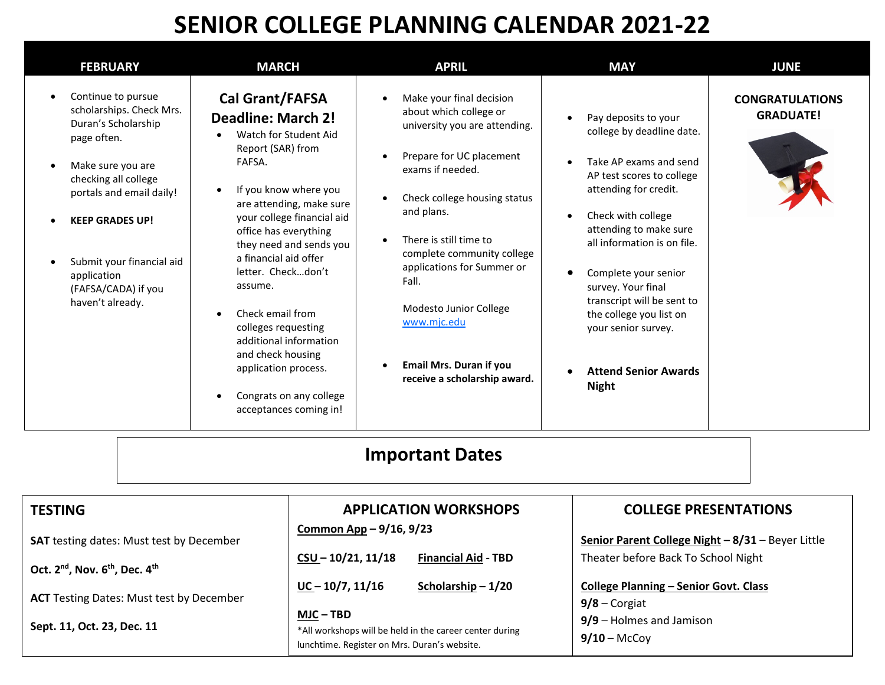# SENIOR COLLEGE PLANNING CALENDAR 2021-22

## FEBRUARY

- Continue to pursue scholarships. Check Mrs. Duran's Scholarship page often.
- Make sure you are checking all college portals and email daily!
- **KEEP GRADES UP!**
- Submit your financial aid application (FAFSA/CADA) if you haven't already.

## MARCH

**Cal Grant/FAFSA Deadline: March 2!**

- Watch for Student Aid Report (SAR) from FAFSA.
- If you know where you are attending, make sure your college financial aid office has everything they need and sends you a financial aid offer letter. Check…don't assume.
- Check email from colleges requesting additional information and check housing application process.
- Congrats on any college acceptances coming in!

## APRIL

- Make your final decision about which college or university you are attending.
- Prepare for UC placement exams if needed.
- Check college housing status and plans.
- There is still time to complete community college applications for Summer or Fall.

  Modesto Junior College
  www.mjc.edu

- **Email Mrs. Duran if you receive a scholarship award.**

## MAY

- Pay deposits to your college by deadline date.
- Take AP exams and send AP test scores to college attending for credit.
- Check with college attending to make sure all information is on file.
- Complete your senior survey. Your final transcript will be sent to the college you list on your senior survey.
- **Attend Senior Awards Night**

## JUNE

**CONGRATULATIONS GRADUATE!**

# Important Dates

## TESTING

**SAT** testing dates: Must test by December

**Oct. 2nd, Nov. 6th, Dec. 4th**

**ACT** Testing Dates: Must test by December

**Sept. 11, Oct. 23, Dec. 11**

## APPLICATION WORKSHOPS

**Common App – 9/16, 9/23**

**CSU – 10/21, 11/18**

**Financial Aid - TBD**

**UC – 10/7, 11/16**

**Scholarship – 1/20**

**MJC – TBD**

*All workshops will be held in the career center during lunchtime. Register on Mrs. Duran's website.

## COLLEGE PRESENTATIONS

**Senior Parent College Night – 8/31** – Beyer Little Theater before Back To School Night

**College Planning – Senior Govt. Class**

**9/8** – Corgiat

**9/9** – Holmes and Jamison

**9/10** – McCoy